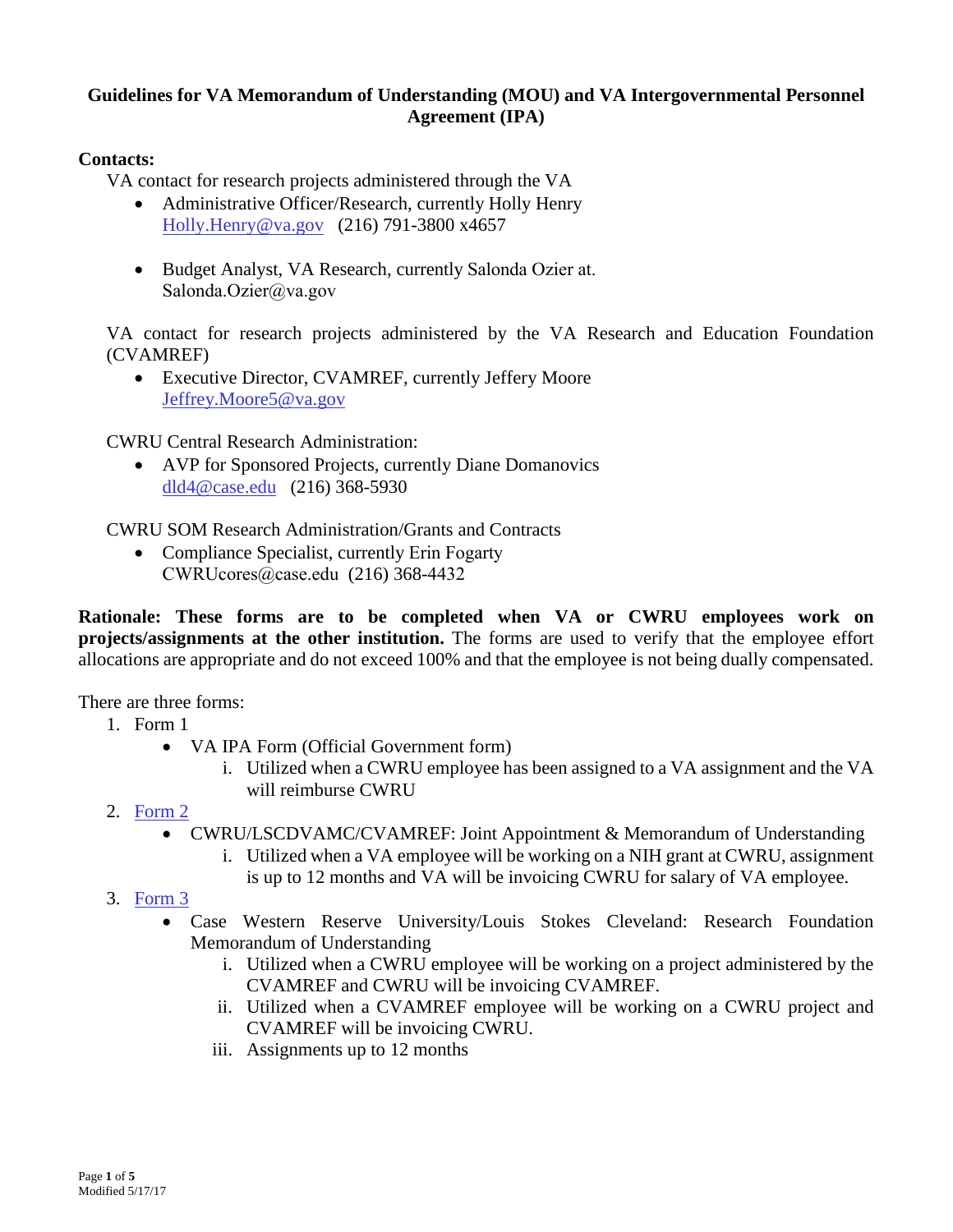# Guidelines for VA Memorandum of Understanding (MOU) and VA Intergovernmental Personnel Agreement (IPA)

**Contacts:**

VA contact for research projects administered through the VA

- Administrative Officer/Research, currently Holly Henry
  Holly.Henry@va.gov (216) 791-3800 x4657

- Budget Analyst, VA Research, currently Salonda Ozier at.
  Salonda.Ozier@va.gov

VA contact for research projects administered by the VA Research and Education Foundation (CVAMREF)

- Executive Director, CVAMREF, currently Jeffery Moore
  Jeffrey.Moore5@va.gov

CWRU Central Research Administration:

- AVP for Sponsored Projects, currently Diane Domanovics
  dld4@case.edu (216) 368-5930

CWRU SOM Research Administration/Grants and Contracts

- Compliance Specialist, currently Erin Fogarty
  CWRUcores@case.edu (216) 368-4432

**Rationale: These forms are to be completed when VA or CWRU employees work on projects/assignments at the other institution.** The forms are used to verify that the employee effort allocations are appropriate and do not exceed 100% and that the employee is not being dually compensated.

There are three forms:

1. Form 1
   - VA IPA Form (Official Government form)
     i. Utilized when a CWRU employee has been assigned to a VA assignment and the VA will reimburse CWRU
2. Form 2
   - CWRU/LSCDVAMC/CVAMREF: Joint Appointment & Memorandum of Understanding
     i. Utilized when a VA employee will be working on a NIH grant at CWRU, assignment is up to 12 months and VA will be invoicing CWRU for salary of VA employee.
3. Form 3
   - Case Western Reserve University/Louis Stokes Cleveland: Research Foundation Memorandum of Understanding
     i. Utilized when a CWRU employee will be working on a project administered by the CVAMREF and CWRU will be invoicing CVAMREF.
     ii. Utilized when a CVAMREF employee will be working on a CWRU project and CVAMREF will be invoicing CWRU.
     iii. Assignments up to 12 months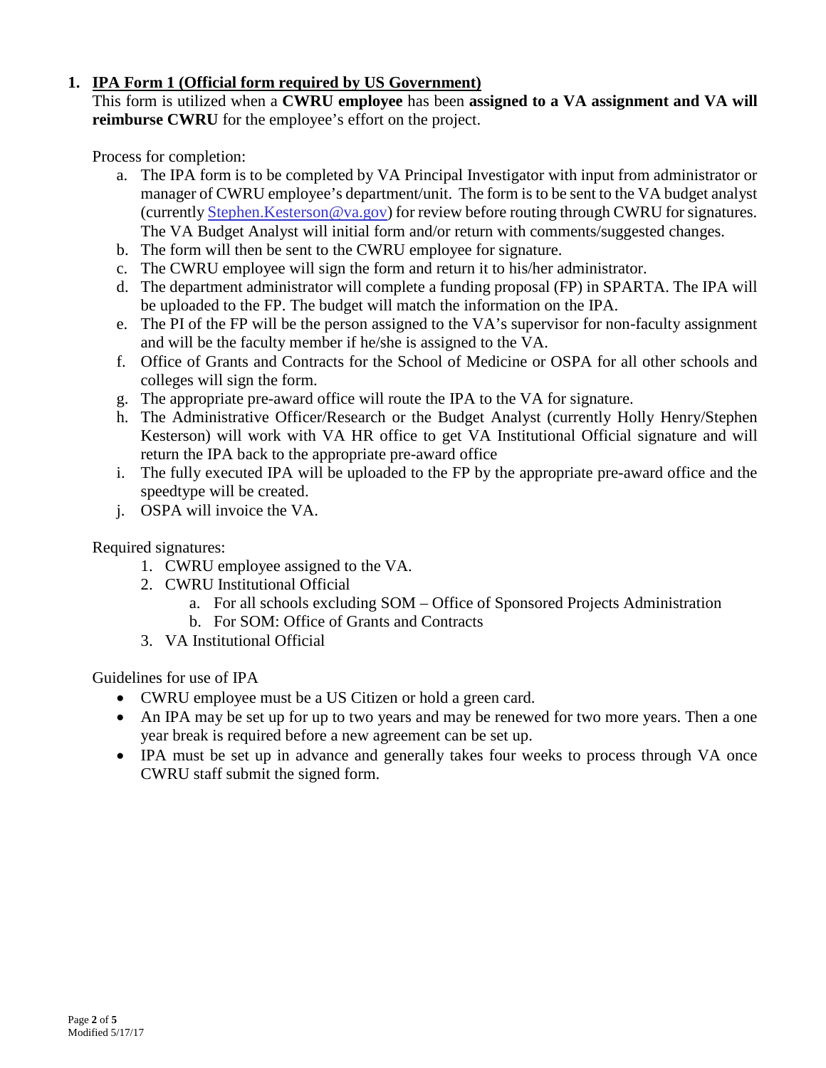## 1. IPA Form 1 (Official form required by US Government)

This form is utilized when a **CWRU employee** has been **assigned to a VA assignment and VA will reimburse CWRU** for the employee's effort on the project.

Process for completion:

a. The IPA form is to be completed by VA Principal Investigator with input from administrator or manager of CWRU employee's department/unit. The form is to be sent to the VA budget analyst (currently Stephen.Kesterson@va.gov) for review before routing through CWRU for signatures. The VA Budget Analyst will initial form and/or return with comments/suggested changes.
b. The form will then be sent to the CWRU employee for signature.
c. The CWRU employee will sign the form and return it to his/her administrator.
d. The department administrator will complete a funding proposal (FP) in SPARTA. The IPA will be uploaded to the FP. The budget will match the information on the IPA.
e. The PI of the FP will be the person assigned to the VA's supervisor for non-faculty assignment and will be the faculty member if he/she is assigned to the VA.
f. Office of Grants and Contracts for the School of Medicine or OSPA for all other schools and colleges will sign the form.
g. The appropriate pre-award office will route the IPA to the VA for signature.
h. The Administrative Officer/Research or the Budget Analyst (currently Holly Henry/Stephen Kesterson) will work with VA HR office to get VA Institutional Official signature and will return the IPA back to the appropriate pre-award office
i. The fully executed IPA will be uploaded to the FP by the appropriate pre-award office and the speedtype will be created.
j. OSPA will invoice the VA.

Required signatures:

1. CWRU employee assigned to the VA.
2. CWRU Institutional Official
   a. For all schools excluding SOM – Office of Sponsored Projects Administration
   b. For SOM: Office of Grants and Contracts
3. VA Institutional Official

Guidelines for use of IPA

- CWRU employee must be a US Citizen or hold a green card.
- An IPA may be set up for up to two years and may be renewed for two more years. Then a one year break is required before a new agreement can be set up.
- IPA must be set up in advance and generally takes four weeks to process through VA once CWRU staff submit the signed form.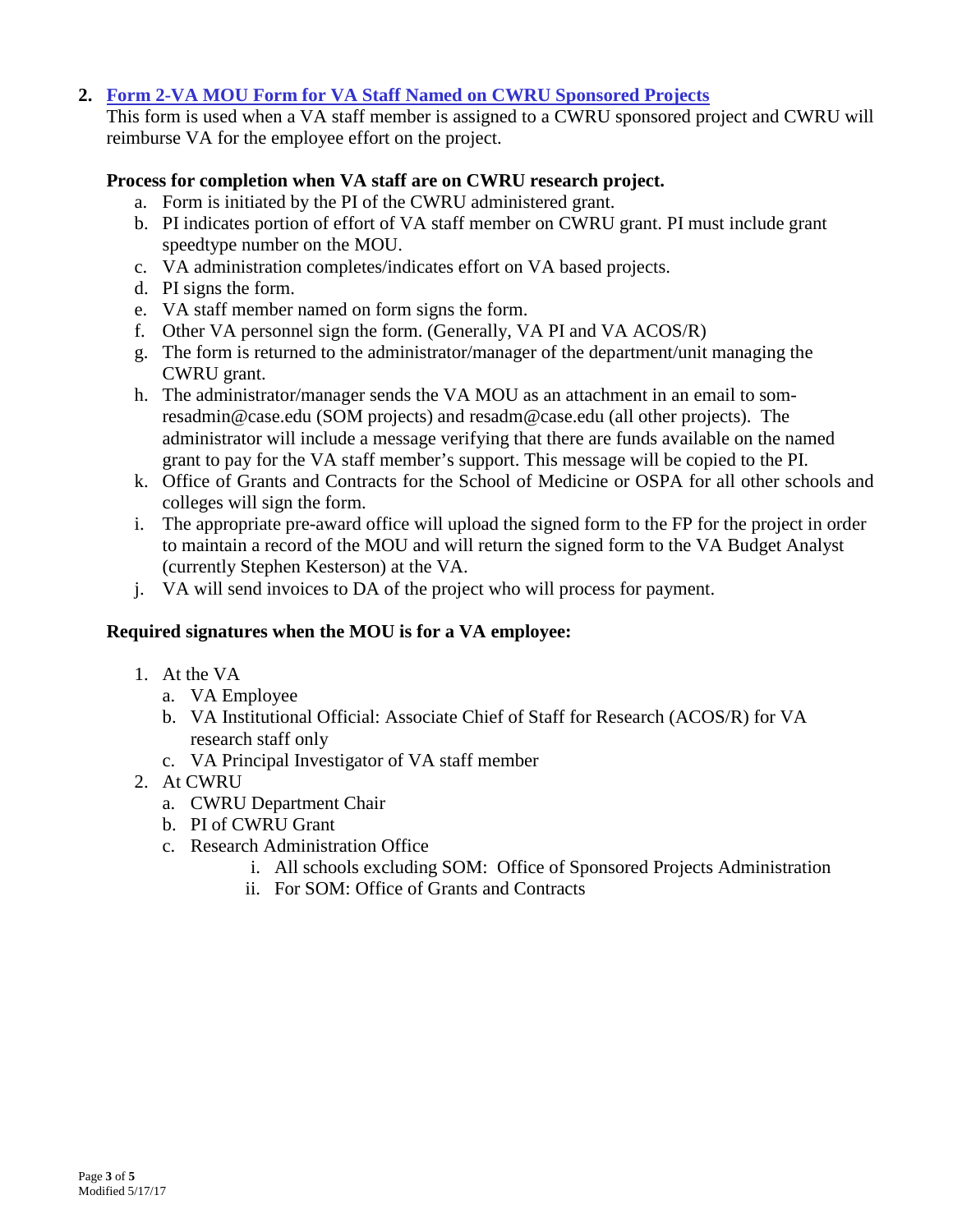## 2. [Form 2-VA MOU Form for VA Staff Named on CWRU Sponsored Projects]

This form is used when a VA staff member is assigned to a CWRU sponsored project and CWRU will reimburse VA for the employee effort on the project.

**Process for completion when VA staff are on CWRU research project.**

a. Form is initiated by the PI of the CWRU administered grant.
b. PI indicates portion of effort of VA staff member on CWRU grant. PI must include grant speedtype number on the MOU.
c. VA administration completes/indicates effort on VA based projects.
d. PI signs the form.
e. VA staff member named on form signs the form.
f. Other VA personnel sign the form. (Generally, VA PI and VA ACOS/R)
g. The form is returned to the administrator/manager of the department/unit managing the CWRU grant.
h. The administrator/manager sends the VA MOU as an attachment in an email to som-resadmin@case.edu (SOM projects) and resadm@case.edu (all other projects). The administrator will include a message verifying that there are funds available on the named grant to pay for the VA staff member's support. This message will be copied to the PI.
k. Office of Grants and Contracts for the School of Medicine or OSPA for all other schools and colleges will sign the form.
i. The appropriate pre-award office will upload the signed form to the FP for the project in order to maintain a record of the MOU and will return the signed form to the VA Budget Analyst (currently Stephen Kesterson) at the VA.
j. VA will send invoices to DA of the project who will process for payment.

**Required signatures when the MOU is for a VA employee:**

1. At the VA
   a. VA Employee
   b. VA Institutional Official: Associate Chief of Staff for Research (ACOS/R) for VA research staff only
   c. VA Principal Investigator of VA staff member
2. At CWRU
   a. CWRU Department Chair
   b. PI of CWRU Grant
   c. Research Administration Office
      i. All schools excluding SOM: Office of Sponsored Projects Administration
      ii. For SOM: Office of Grants and Contracts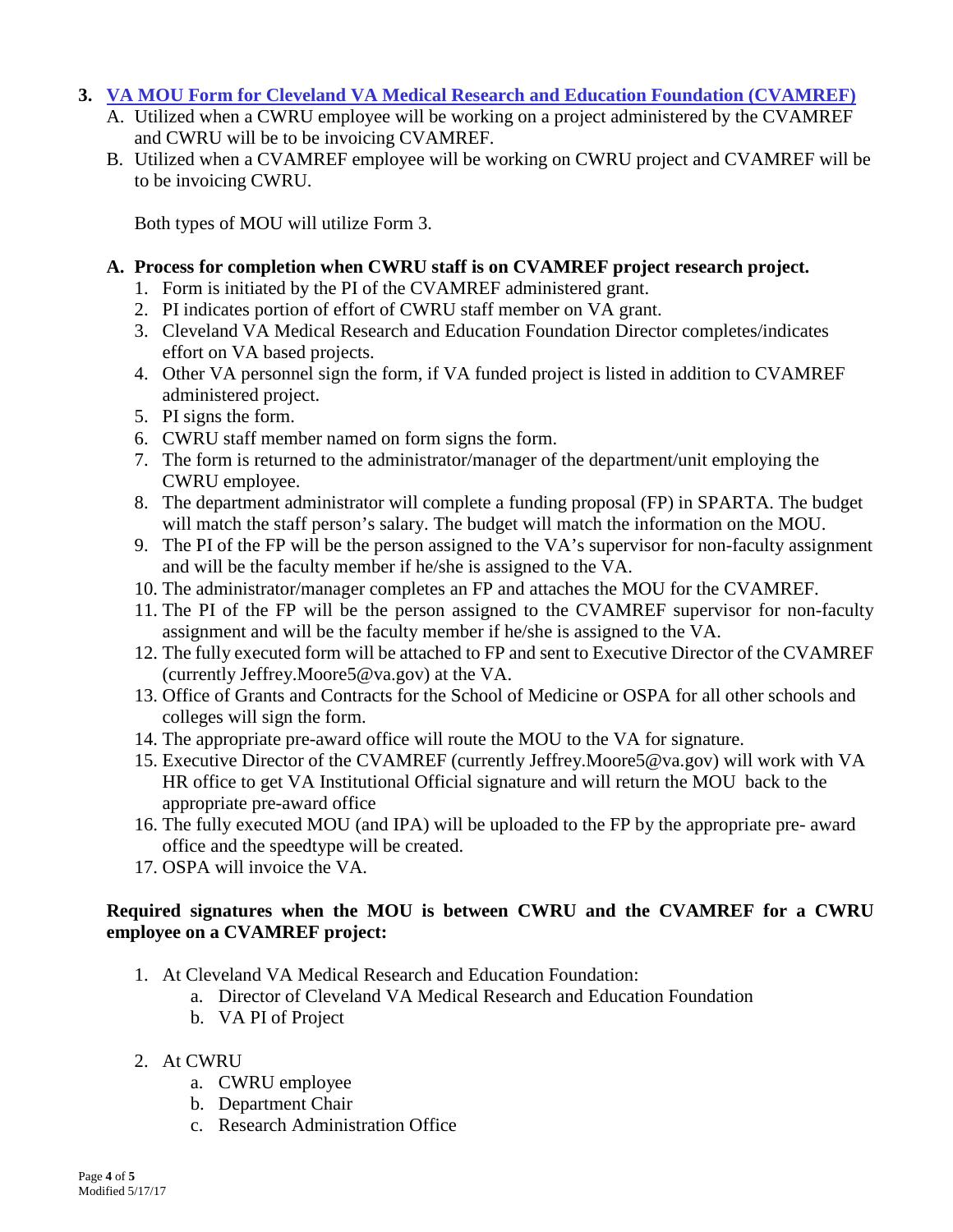## 3. VA MOU Form for Cleveland VA Medical Research and Education Foundation (CVAMREF)

A. Utilized when a CWRU employee will be working on a project administered by the CVAMREF and CWRU will be to be invoicing CVAMREF.

B. Utilized when a CVAMREF employee will be working on CWRU project and CVAMREF will be to be invoicing CWRU.

Both types of MOU will utilize Form 3.

### A. Process for completion when CWRU staff is on CVAMREF project research project.

1. Form is initiated by the PI of the CVAMREF administered grant.
2. PI indicates portion of effort of CWRU staff member on VA grant.
3. Cleveland VA Medical Research and Education Foundation Director completes/indicates effort on VA based projects.
4. Other VA personnel sign the form, if VA funded project is listed in addition to CVAMREF administered project.
5. PI signs the form.
6. CWRU staff member named on form signs the form.
7. The form is returned to the administrator/manager of the department/unit employing the CWRU employee.
8. The department administrator will complete a funding proposal (FP) in SPARTA. The budget will match the staff person's salary. The budget will match the information on the MOU.
9. The PI of the FP will be the person assigned to the VA's supervisor for non-faculty assignment and will be the faculty member if he/she is assigned to the VA.
10. The administrator/manager completes an FP and attaches the MOU for the CVAMREF.
11. The PI of the FP will be the person assigned to the CVAMREF supervisor for non-faculty assignment and will be the faculty member if he/she is assigned to the VA.
12. The fully executed form will be attached to FP and sent to Executive Director of the CVAMREF (currently Jeffrey.Moore5@va.gov) at the VA.
13. Office of Grants and Contracts for the School of Medicine or OSPA for all other schools and colleges will sign the form.
14. The appropriate pre-award office will route the MOU to the VA for signature.
15. Executive Director of the CVAMREF (currently Jeffrey.Moore5@va.gov) will work with VA HR office to get VA Institutional Official signature and will return the MOU back to the appropriate pre-award office
16. The fully executed MOU (and IPA) will be uploaded to the FP by the appropriate pre- award office and the speedtype will be created.
17. OSPA will invoice the VA.

**Required signatures when the MOU is between CWRU and the CVAMREF for a CWRU employee on a CVAMREF project:**

1. At Cleveland VA Medical Research and Education Foundation:
   a. Director of Cleveland VA Medical Research and Education Foundation
   b. VA PI of Project

2. At CWRU
   a. CWRU employee
   b. Department Chair
   c. Research Administration Office

Modified 5/17/17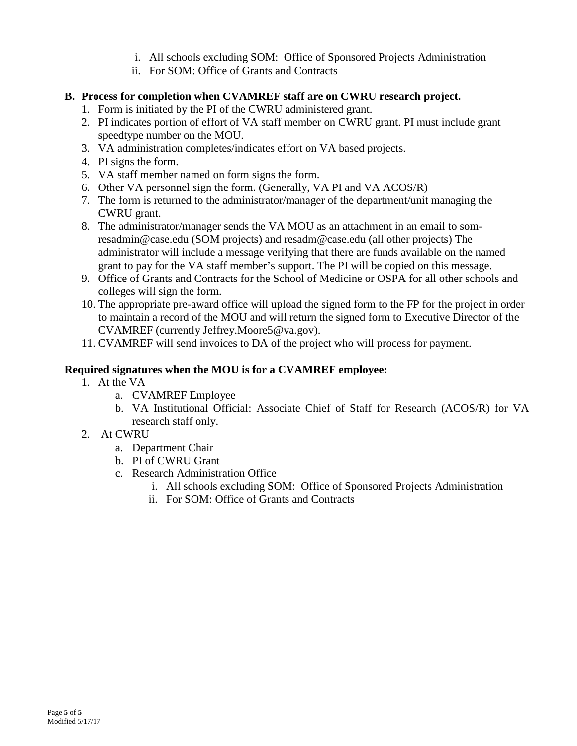i. All schools excluding SOM: Office of Sponsored Projects Administration
   ii. For SOM: Office of Grants and Contracts

**B. Process for completion when CVAMREF staff are on CWRU research project.**

1. Form is initiated by the PI of the CWRU administered grant.
2. PI indicates portion of effort of VA staff member on CWRU grant. PI must include grant speedtype number on the MOU.
3. VA administration completes/indicates effort on VA based projects.
4. PI signs the form.
5. VA staff member named on form signs the form.
6. Other VA personnel sign the form. (Generally, VA PI and VA ACOS/R)
7. The form is returned to the administrator/manager of the department/unit managing the CWRU grant.
8. The administrator/manager sends the VA MOU as an attachment in an email to som-resadmin@case.edu (SOM projects) and resadm@case.edu (all other projects) The administrator will include a message verifying that there are funds available on the named grant to pay for the VA staff member's support. The PI will be copied on this message.
9. Office of Grants and Contracts for the School of Medicine or OSPA for all other schools and colleges will sign the form.
10. The appropriate pre-award office will upload the signed form to the FP for the project in order to maintain a record of the MOU and will return the signed form to Executive Director of the CVAMREF (currently Jeffrey.Moore5@va.gov).
11. CVAMREF will send invoices to DA of the project who will process for payment.

**Required signatures when the MOU is for a CVAMREF employee:**

1. At the VA
   a. CVAMREF Employee
   b. VA Institutional Official: Associate Chief of Staff for Research (ACOS/R) for VA research staff only.
2. At CWRU
   a. Department Chair
   b. PI of CWRU Grant
   c. Research Administration Office
      i. All schools excluding SOM: Office of Sponsored Projects Administration
      ii. For SOM: Office of Grants and Contracts